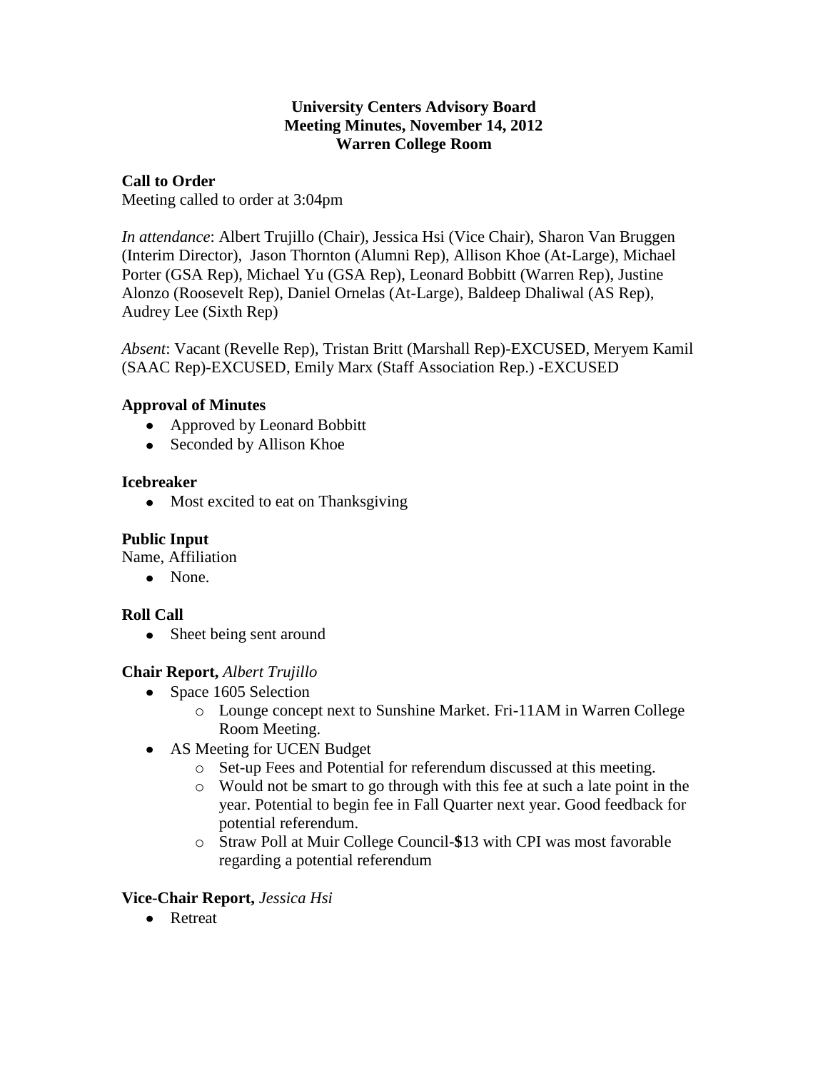**University Centers Advisory Board**
**Meeting Minutes, November 14, 2012**
**Warren College Room**

**Call to Order**
Meeting called to order at 3:04pm

*In attendance*: Albert Trujillo (Chair), Jessica Hsi (Vice Chair), Sharon Van Bruggen (Interim Director), Jason Thornton (Alumni Rep), Allison Khoe (At-Large), Michael Porter (GSA Rep), Michael Yu (GSA Rep), Leonard Bobbitt (Warren Rep), Justine Alonzo (Roosevelt Rep), Daniel Ornelas (At-Large), Baldeep Dhaliwal (AS Rep), Audrey Lee (Sixth Rep)

*Absent*: Vacant (Revelle Rep), Tristan Britt (Marshall Rep)-EXCUSED, Meryem Kamil (SAAC Rep)-EXCUSED, Emily Marx (Staff Association Rep.) -EXCUSED

**Approval of Minutes**

- Approved by Leonard Bobbitt
- Seconded by Allison Khoe

**Icebreaker**

- Most excited to eat on Thanksgiving

**Public Input**
Name, Affiliation

- None.

**Roll Call**

- Sheet being sent around

**Chair Report,** *Albert Trujillo*

- Space 1605 Selection
  - Lounge concept next to Sunshine Market. Fri-11AM in Warren College Room Meeting.
- AS Meeting for UCEN Budget
  - Set-up Fees and Potential for referendum discussed at this meeting.
  - Would not be smart to go through with this fee at such a late point in the year. Potential to begin fee in Fall Quarter next year. Good feedback for potential referendum.
  - Straw Poll at Muir College Council-$13 with CPI was most favorable regarding a potential referendum

**Vice-Chair Report,** *Jessica Hsi*

- Retreat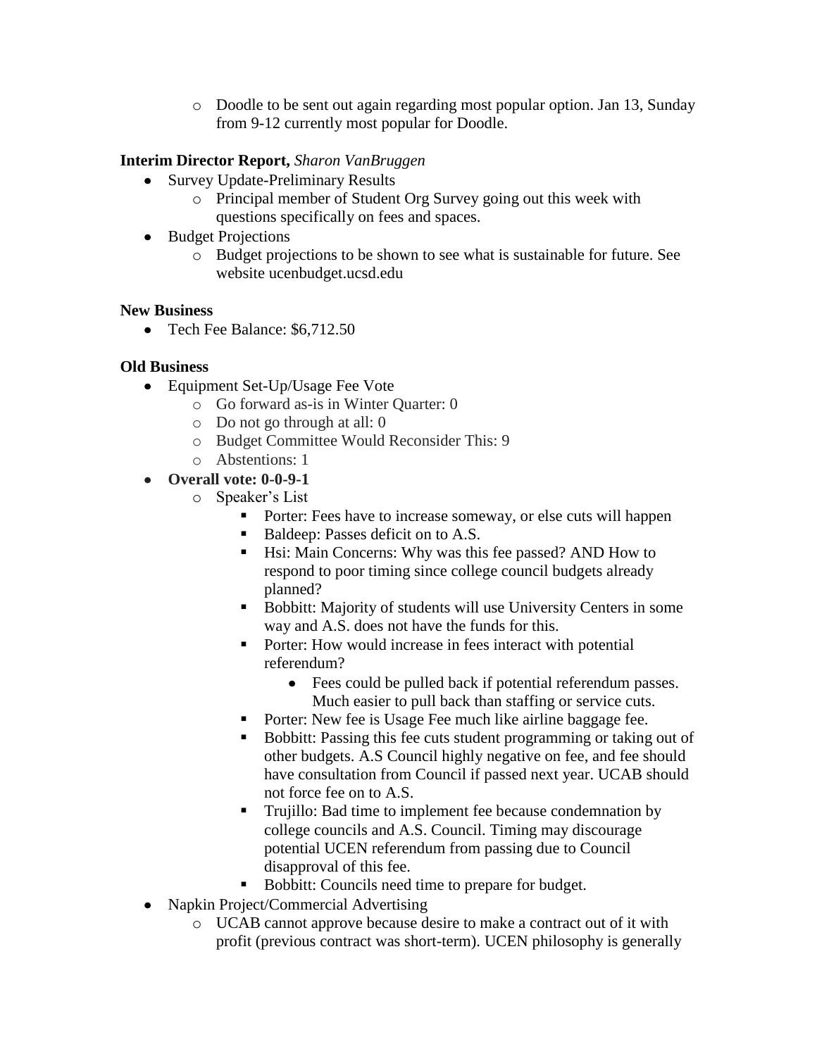- Doodle to be sent out again regarding most popular option. Jan 13, Sunday from 9-12 currently most popular for Doodle.

**Interim Director Report,** *Sharon VanBruggen*

- Survey Update-Preliminary Results
    - Principal member of Student Org Survey going out this week with questions specifically on fees and spaces.
- Budget Projections
    - Budget projections to be shown to see what is sustainable for future. See website ucenbudget.ucsd.edu

**New Business**

- Tech Fee Balance: $6,712.50

**Old Business**

- Equipment Set-Up/Usage Fee Vote
    - Go forward as-is in Winter Quarter: 0
    - Do not go through at all: 0
    - Budget Committee Would Reconsider This: 9
    - Abstentions: 1
- **Overall vote: 0-0-9-1**
    - Speaker's List
        - Porter: Fees have to increase someway, or else cuts will happen
        - Baldeep: Passes deficit on to A.S.
        - Hsi: Main Concerns: Why was this fee passed? AND How to respond to poor timing since college council budgets already planned?
        - Bobbitt: Majority of students will use University Centers in some way and A.S. does not have the funds for this.
        - Porter: How would increase in fees interact with potential referendum?
            - Fees could be pulled back if potential referendum passes. Much easier to pull back than staffing or service cuts.
        - Porter: New fee is Usage Fee much like airline baggage fee.
        - Bobbitt: Passing this fee cuts student programming or taking out of other budgets. A.S Council highly negative on fee, and fee should have consultation from Council if passed next year. UCAB should not force fee on to A.S.
        - Trujillo: Bad time to implement fee because condemnation by college councils and A.S. Council. Timing may discourage potential UCEN referendum from passing due to Council disapproval of this fee.
        - Bobbitt: Councils need time to prepare for budget.
- Napkin Project/Commercial Advertising
    - UCAB cannot approve because desire to make a contract out of it with profit (previous contract was short-term). UCEN philosophy is generally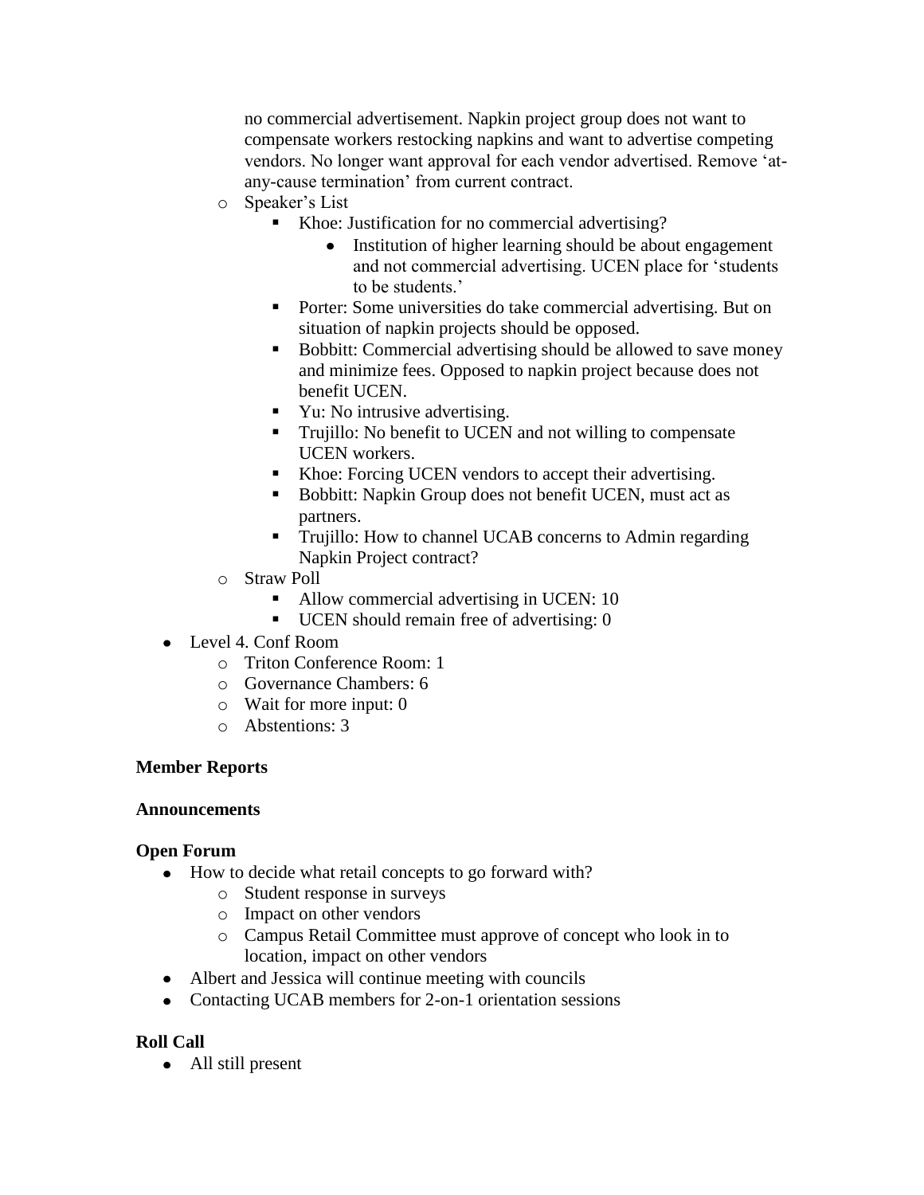no commercial advertisement. Napkin project group does not want to compensate workers restocking napkins and want to advertise competing vendors. No longer want approval for each vendor advertised. Remove 'at-any-cause termination' from current contract.

- Speaker's List
  - Khoe: Justification for no commercial advertising?
    - Institution of higher learning should be about engagement and not commercial advertising. UCEN place for 'students to be students.'
  - Porter: Some universities do take commercial advertising. But on situation of napkin projects should be opposed.
  - Bobbitt: Commercial advertising should be allowed to save money and minimize fees. Opposed to napkin project because does not benefit UCEN.
  - Yu: No intrusive advertising.
  - Trujillo: No benefit to UCEN and not willing to compensate UCEN workers.
  - Khoe: Forcing UCEN vendors to accept their advertising.
  - Bobbitt: Napkin Group does not benefit UCEN, must act as partners.
  - Trujillo: How to channel UCAB concerns to Admin regarding Napkin Project contract?
- Straw Poll
  - Allow commercial advertising in UCEN: 10
  - UCEN should remain free of advertising: 0

- Level 4. Conf Room
  - Triton Conference Room: 1
  - Governance Chambers: 6
  - Wait for more input: 0
  - Abstentions: 3

**Member Reports**

**Announcements**

**Open Forum**

- How to decide what retail concepts to go forward with?
  - Student response in surveys
  - Impact on other vendors
  - Campus Retail Committee must approve of concept who look in to location, impact on other vendors
- Albert and Jessica will continue meeting with councils
- Contacting UCAB members for 2-on-1 orientation sessions

**Roll Call**

- All still present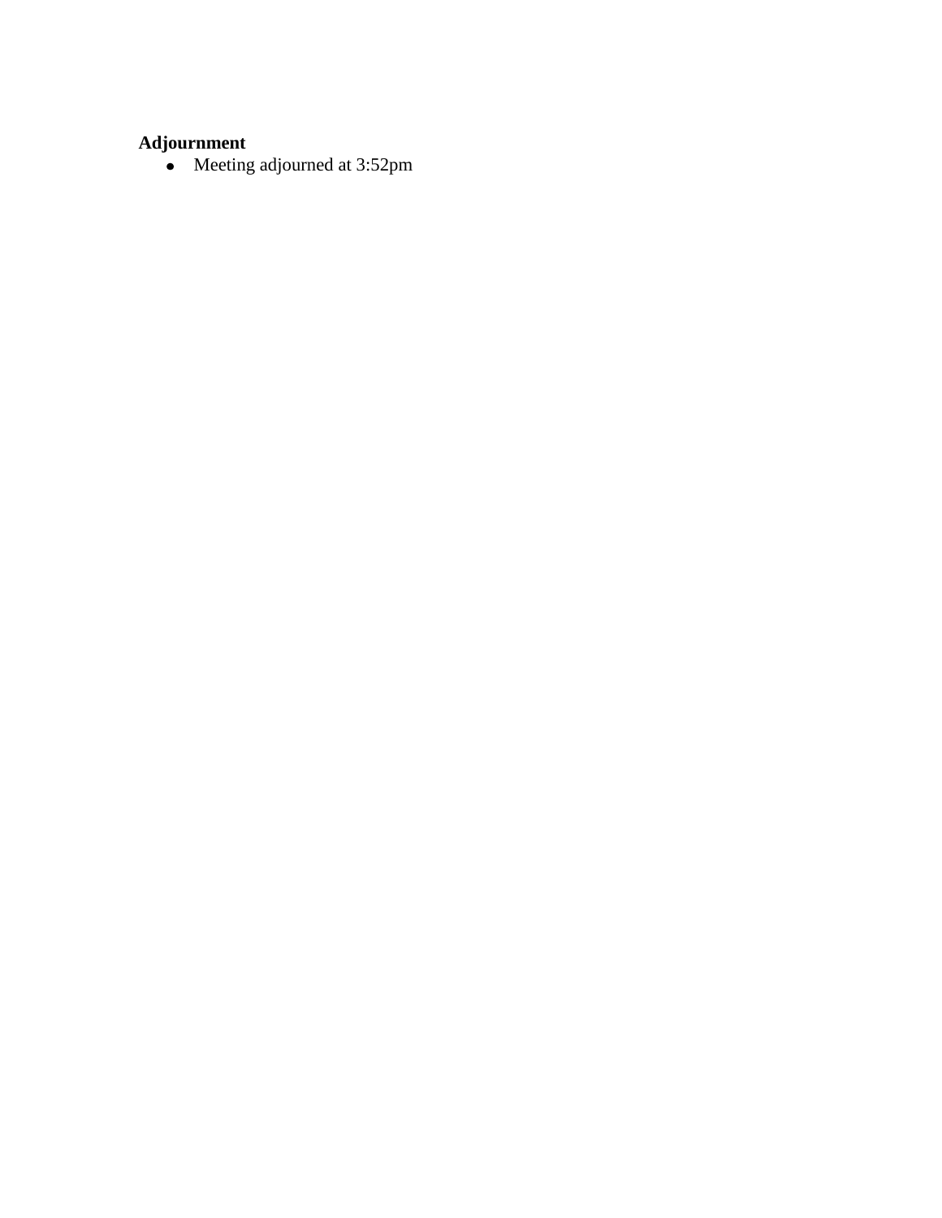**Adjournment**

- Meeting adjourned at 3:52pm